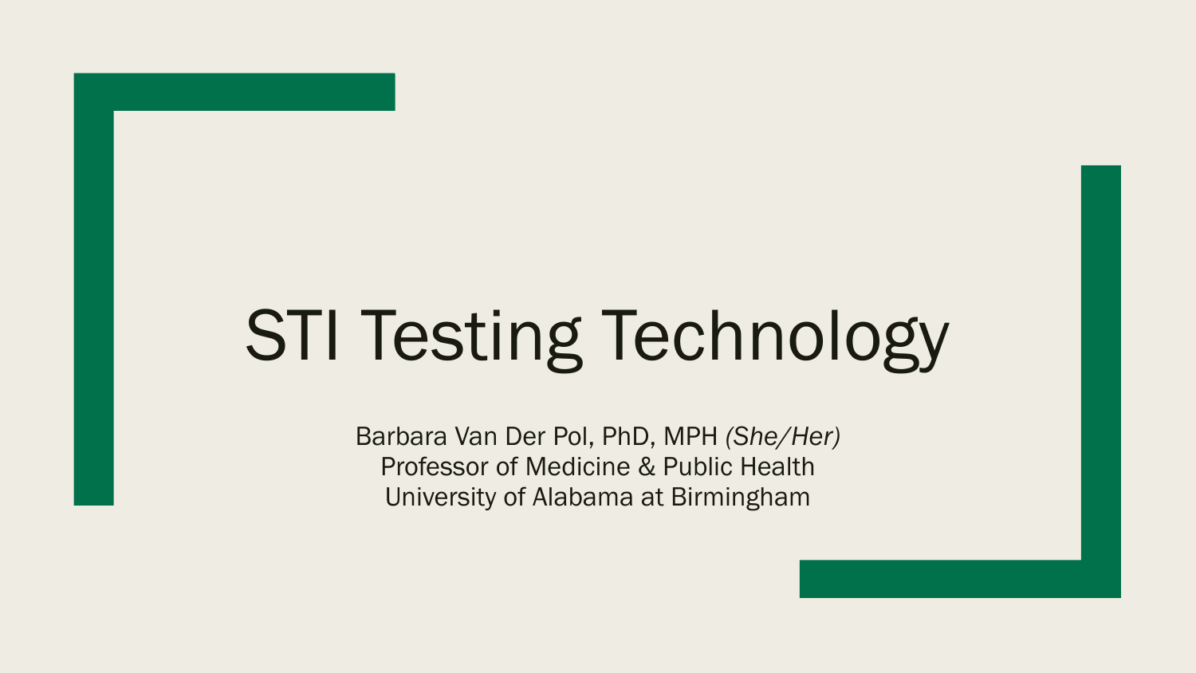# STI Testing Technology

Barbara Van Der Pol, PhD, MPH *(She/Her)*
Professor of Medicine & Public Health
University of Alabama at Birmingham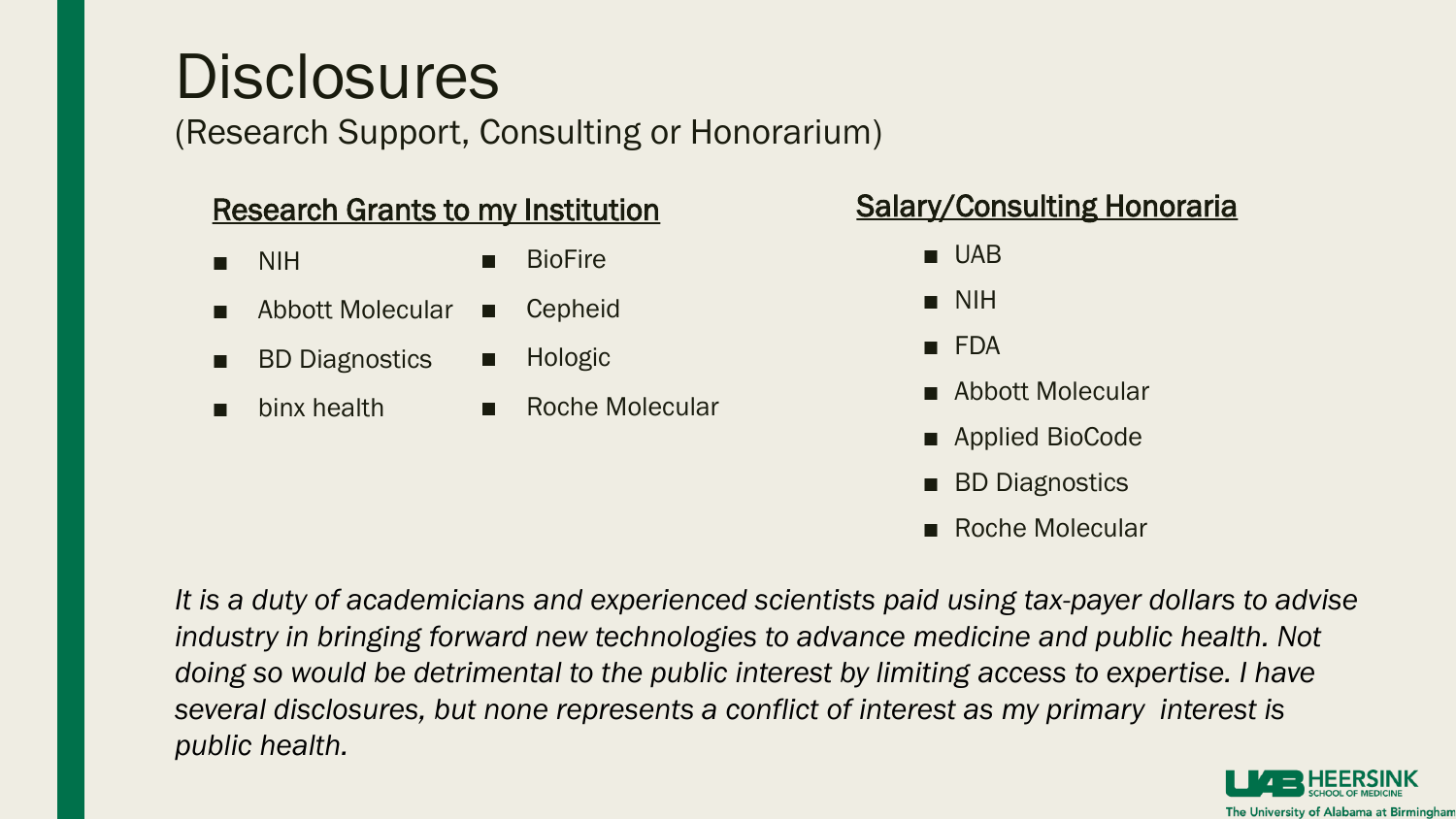# Disclosures

(Research Support, Consulting or Honorarium)

## Research Grants to my Institution

- NIH
- Abbott Molecular
- BD Diagnostics
- binx health
- BioFire
- Cepheid
- Hologic
- Roche Molecular

## Salary/Consulting Honoraria

- UAB
- NIH
- FDA
- Abbott Molecular
- Applied BioCode
- BD Diagnostics
- Roche Molecular

*It is a duty of academicians and experienced scientists paid using tax-payer dollars to advise industry in bringing forward new technologies to advance medicine and public health. Not doing so would be detrimental to the public interest by limiting access to expertise. I have several disclosures, but none represents a conflict of interest as my primary interest is public health.*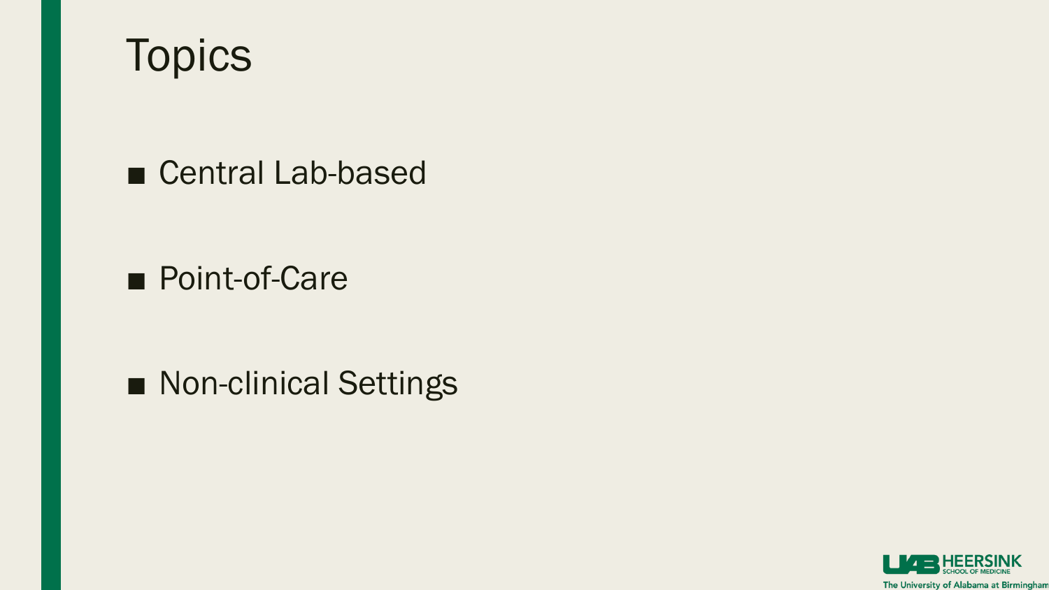# Topics

- Central Lab-based
- Point-of-Care
- Non-clinical Settings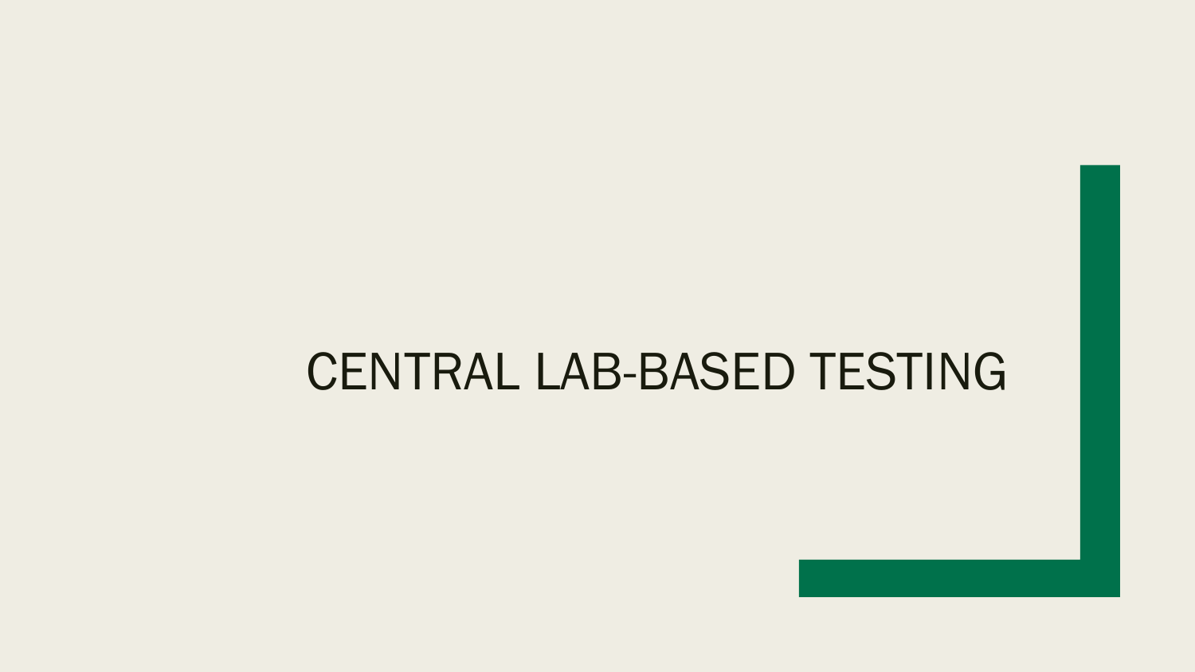# CENTRAL LAB-BASED TESTING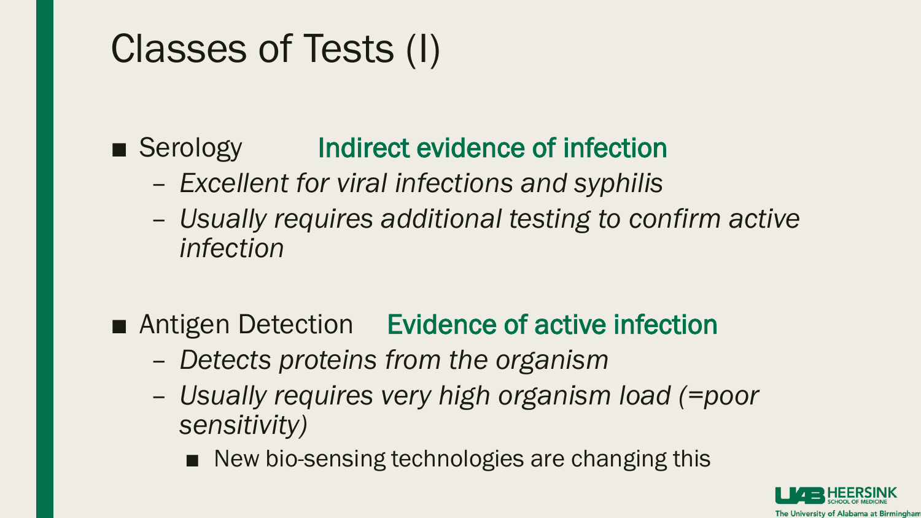# Classes of Tests (I)

- Serology **Indirect evidence of infection**
  - *Excellent for viral infections and syphilis*
  - *Usually requires additional testing to confirm active infection*

- Antigen Detection **Evidence of active infection**
  - *Detects proteins from the organism*
  - *Usually requires very high organism load (=poor sensitivity)*
    - New bio-sensing technologies are changing this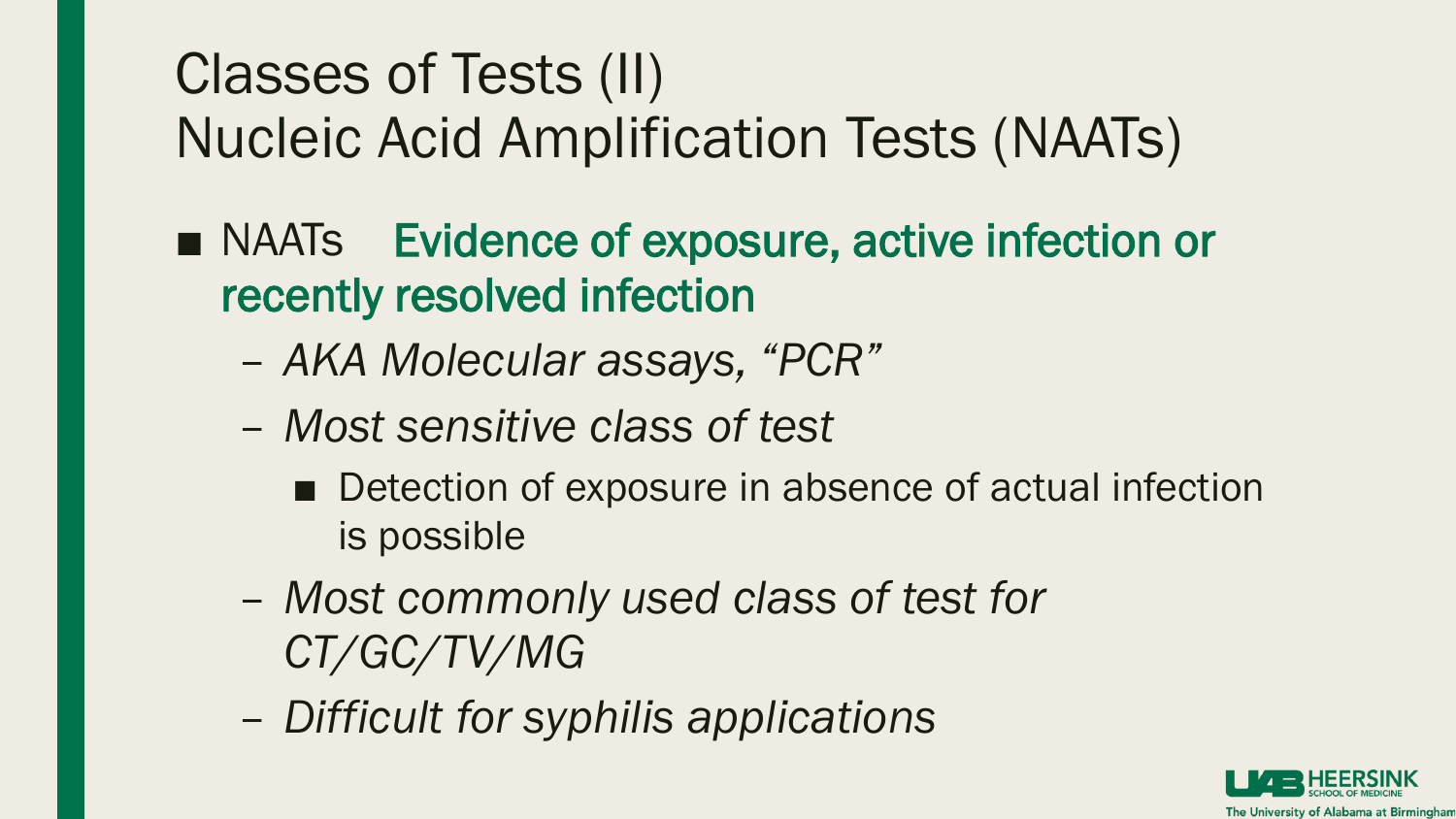# Classes of Tests (II)
# Nucleic Acid Amplification Tests (NAATs)

- NAATs **Evidence of exposure, active infection or recently resolved infection**
  - *AKA Molecular assays, "PCR"*
  - *Most sensitive class of test*
    - Detection of exposure in absence of actual infection is possible
  - *Most commonly used class of test for CT/GC/TV/MG*
  - *Difficult for syphilis applications*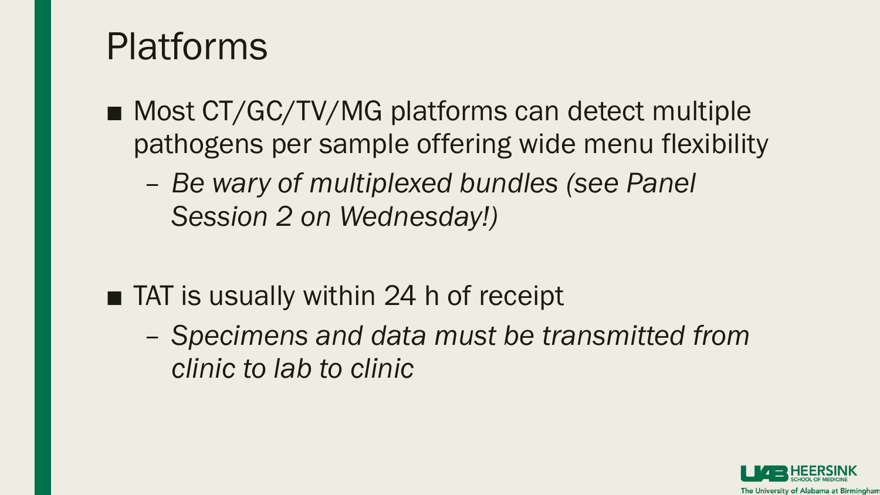# Platforms

- Most CT/GC/TV/MG platforms can detect multiple pathogens per sample offering wide menu flexibility
  - *Be wary of multiplexed bundles (see Panel Session 2 on Wednesday!)*

- TAT is usually within 24 h of receipt
  - *Specimens and data must be transmitted from clinic to lab to clinic*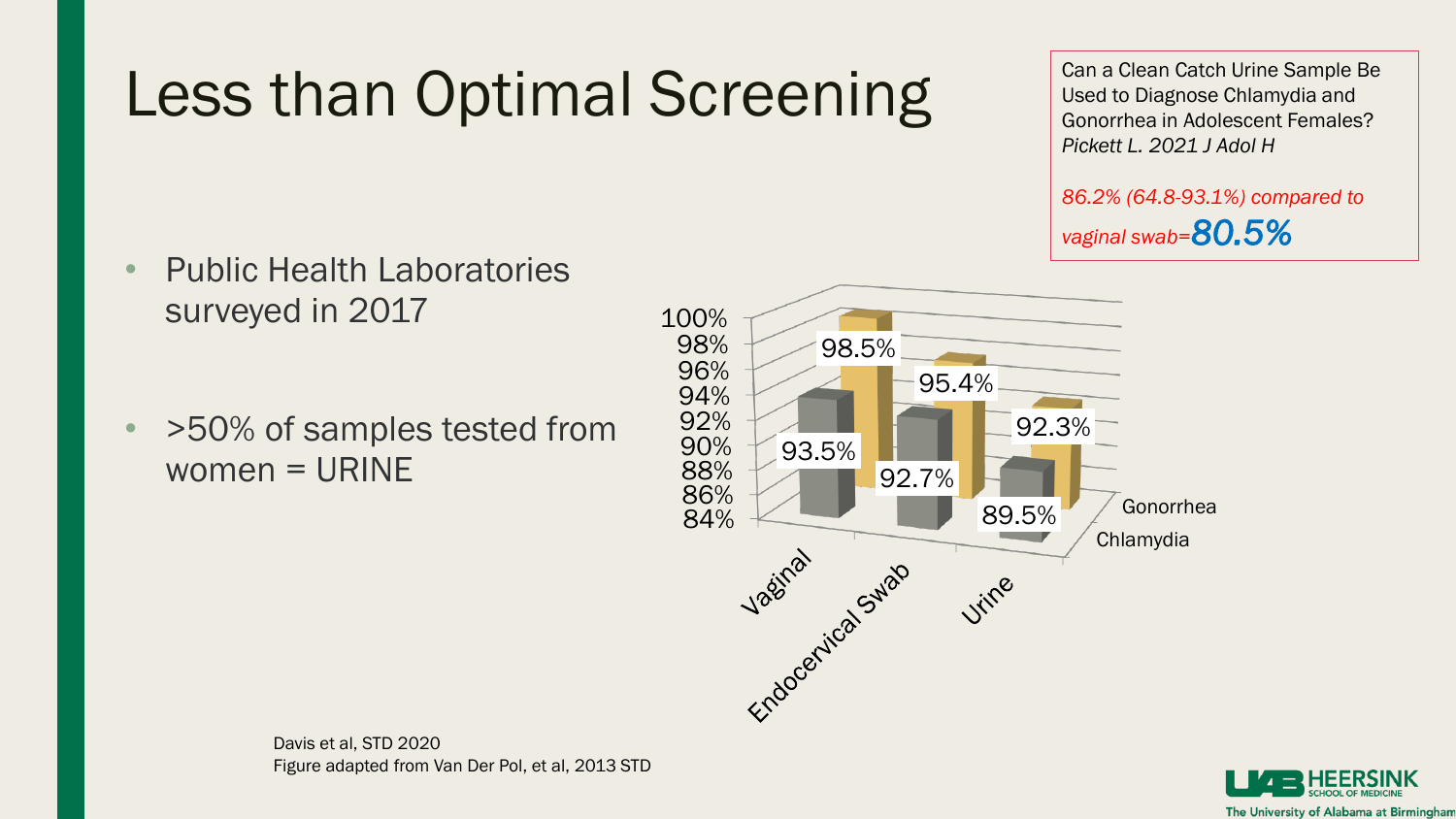# Less than Optimal Screening

Can a Clean Catch Urine Sample Be Used to Diagnose Chlamydia and Gonorrhea in Adolescent Females?
*Pickett L. 2021 J Adol H*

*86.2% (64.8-93.1%) compared to vaginal swab=**80.5%***

- Public Health Laboratories surveyed in 2017
- >50% of samples tested from women = URINE

| | Vaginal | Endocervical Swab | Urine |
|---|---|---|---|
| Chlamydia | 93.5% | 92.7% | 89.5% |
| Gonorrhea | 98.5% | 95.4% | 92.3% |

Davis et al, STD 2020
Figure adapted from Van Der Pol, et al, 2013 STD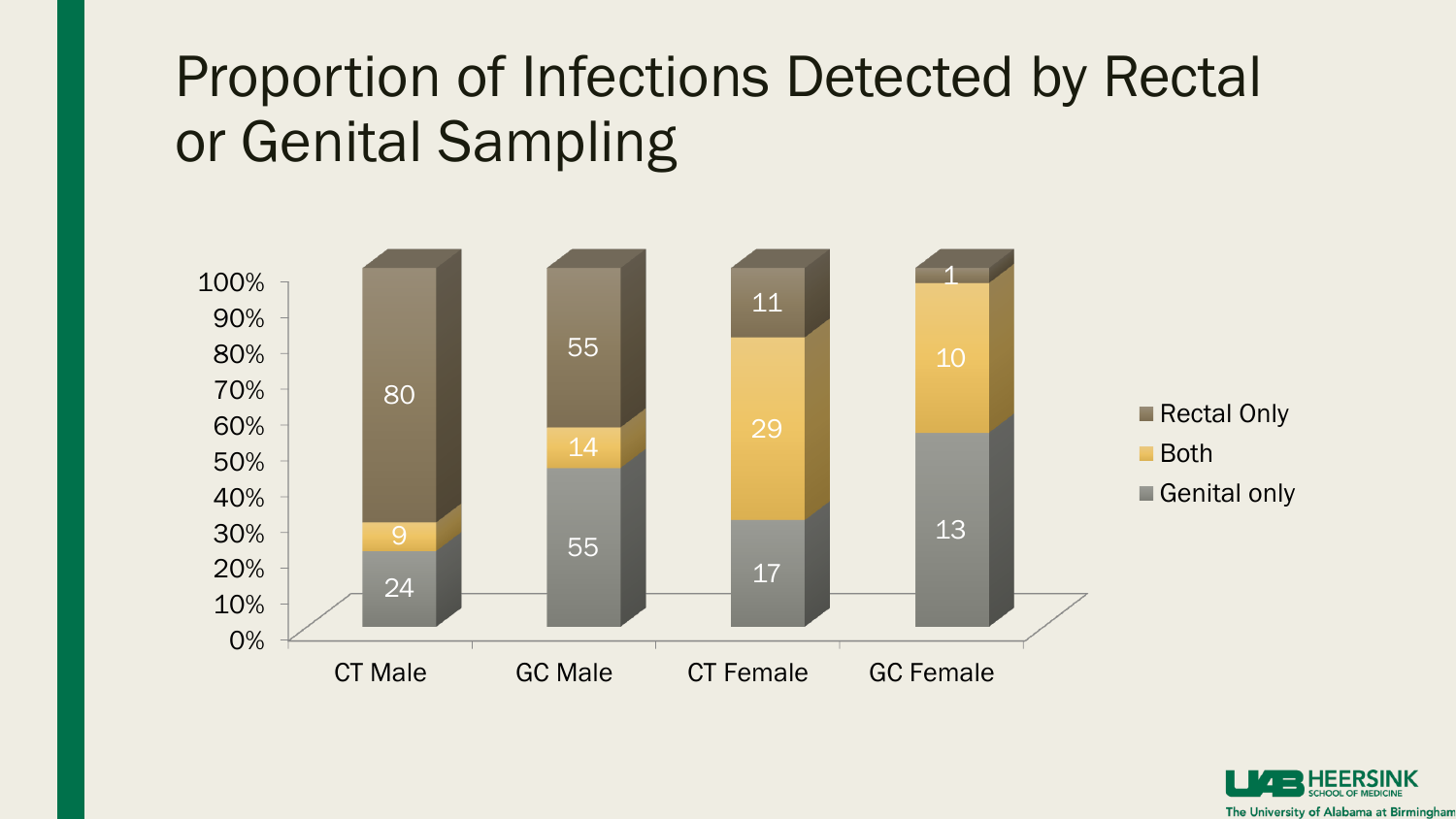# Proportion of Infections Detected by Rectal or Genital Sampling

| | CT Male | GC Male | CT Female | GC Female |
|---|---|---|---|---|
| Rectal Only | 80 | 55 | 11 | 1 |
| Both | 9 | 14 | 29 | 10 |
| Genital only | 24 | 55 | 17 | 13 |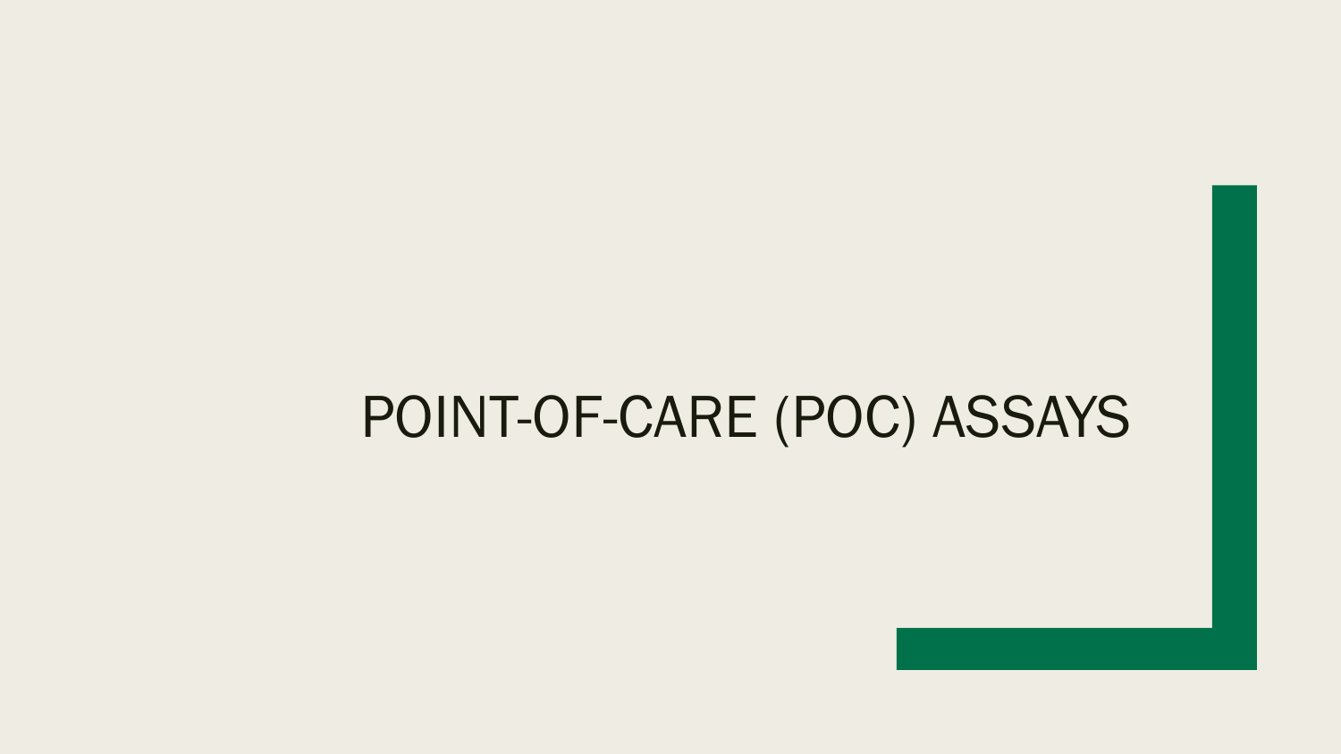# POINT-OF-CARE (POC) ASSAYS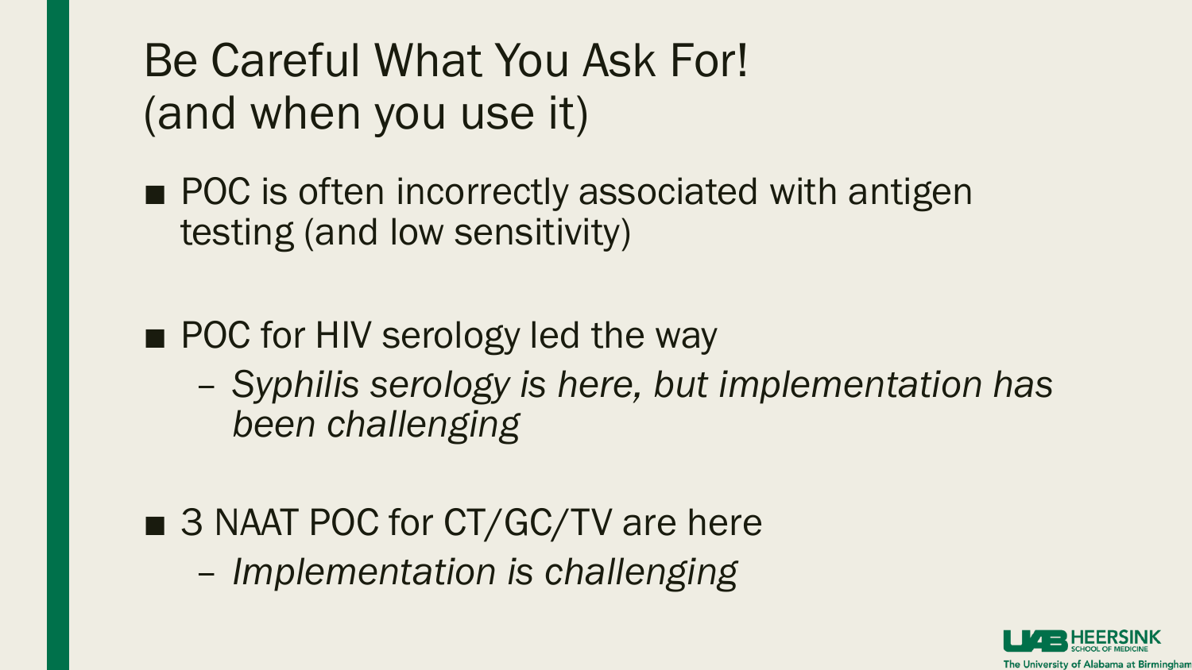# Be Careful What You Ask For! (and when you use it)

- POC is often incorrectly associated with antigen testing (and low sensitivity)

- POC for HIV serology led the way
  - *Syphilis serology is here, but implementation has been challenging*

- 3 NAAT POC for CT/GC/TV are here
  - *Implementation is challenging*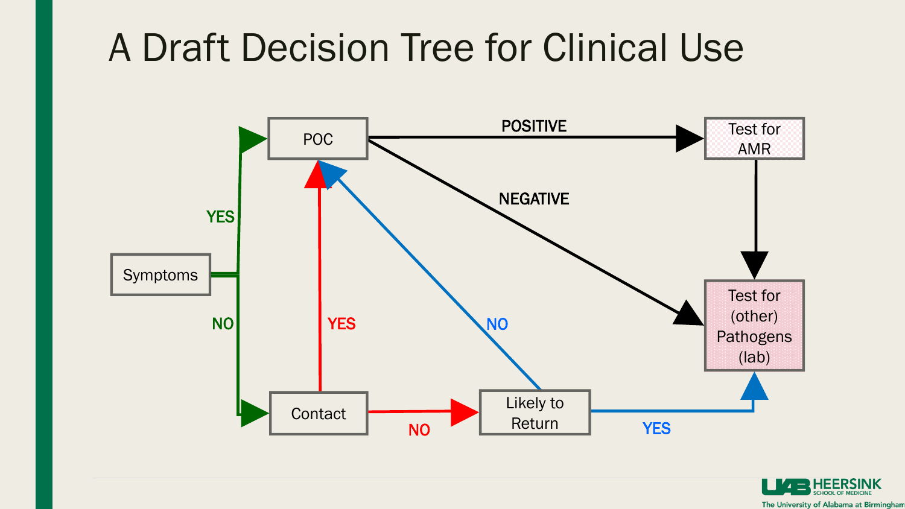# A Draft Decision Tree for Clinical Use

- Symptoms
  - YES → POC
  - NO → Contact
- Contact
  - YES → POC
  - NO → Likely to Return
- Likely to Return
  - NO → POC
  - YES → Test for (other) Pathogens (lab)
- POC
  - POSITIVE → Test for AMR
  - NEGATIVE → Test for (other) Pathogens (lab)
- Test for AMR → Test for (other) Pathogens (lab)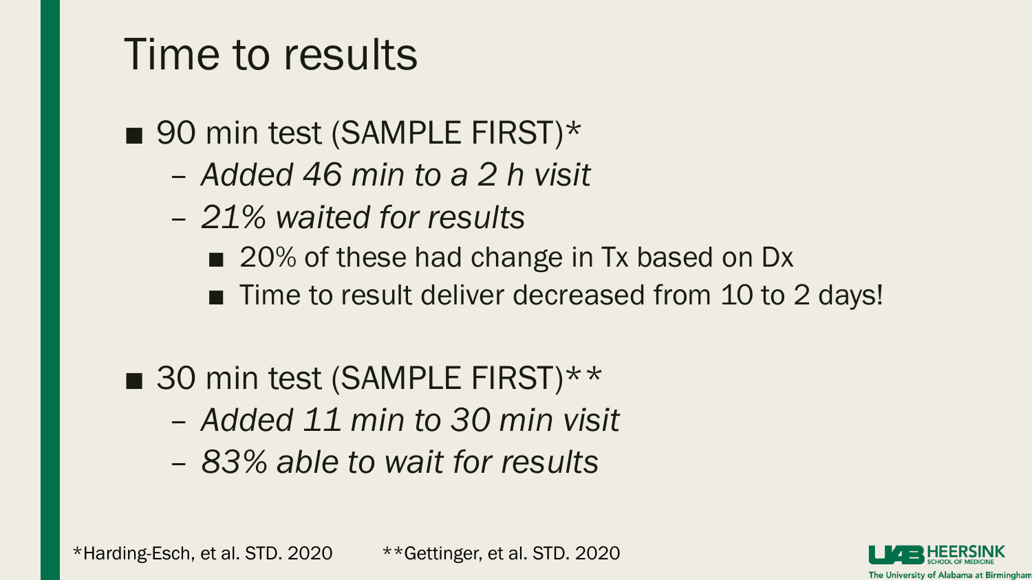# Time to results

- 90 min test (SAMPLE FIRST)*
  - *Added 46 min to a 2 h visit*
  - *21% waited for results*
    - 20% of these had change in Tx based on Dx
    - Time to result deliver decreased from 10 to 2 days!

- 30 min test (SAMPLE FIRST)**
  - *Added 11 min to 30 min visit*
  - *83% able to wait for results*

*Harding-Esch, et al. STD. 2020 **Gettinger, et al. STD. 2020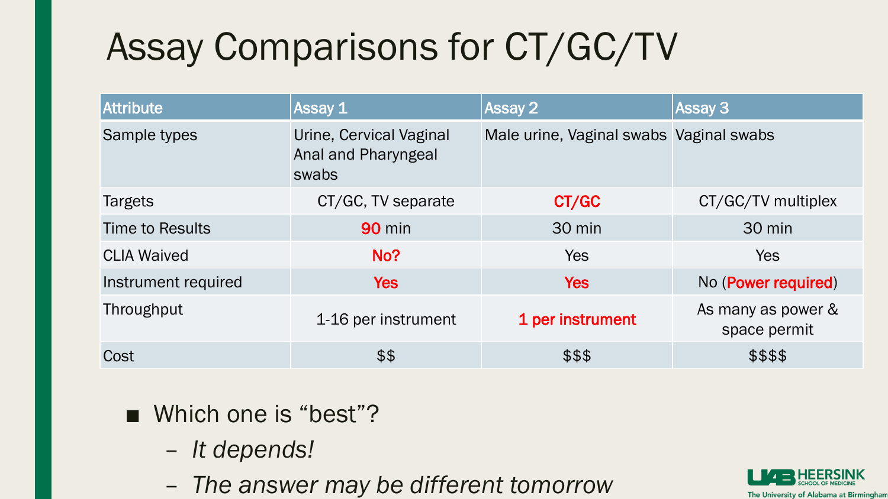# Assay Comparisons for CT/GC/TV

| Attribute | Assay 1 | Assay 2 | Assay 3 |
|---|---|---|---|
| Sample types | Urine, Cervical Vaginal Anal and Pharyngeal swabs | Male urine, Vaginal swabs | Vaginal swabs |
| Targets | CT/GC, TV separate | **CT/GC** | CT/GC/TV multiplex |
| Time to Results | **90** min | 30 min | 30 min |
| CLIA Waived | **No?** | Yes | Yes |
| Instrument required | **Yes** | **Yes** | No (**Power required**) |
| Throughput | 1-16 per instrument | **1 per instrument** | As many as power & space permit |
| Cost | $$ | $$$ | $$$$ |

- Which one is "best"?
  - *It depends!*
  - *The answer may be different tomorrow*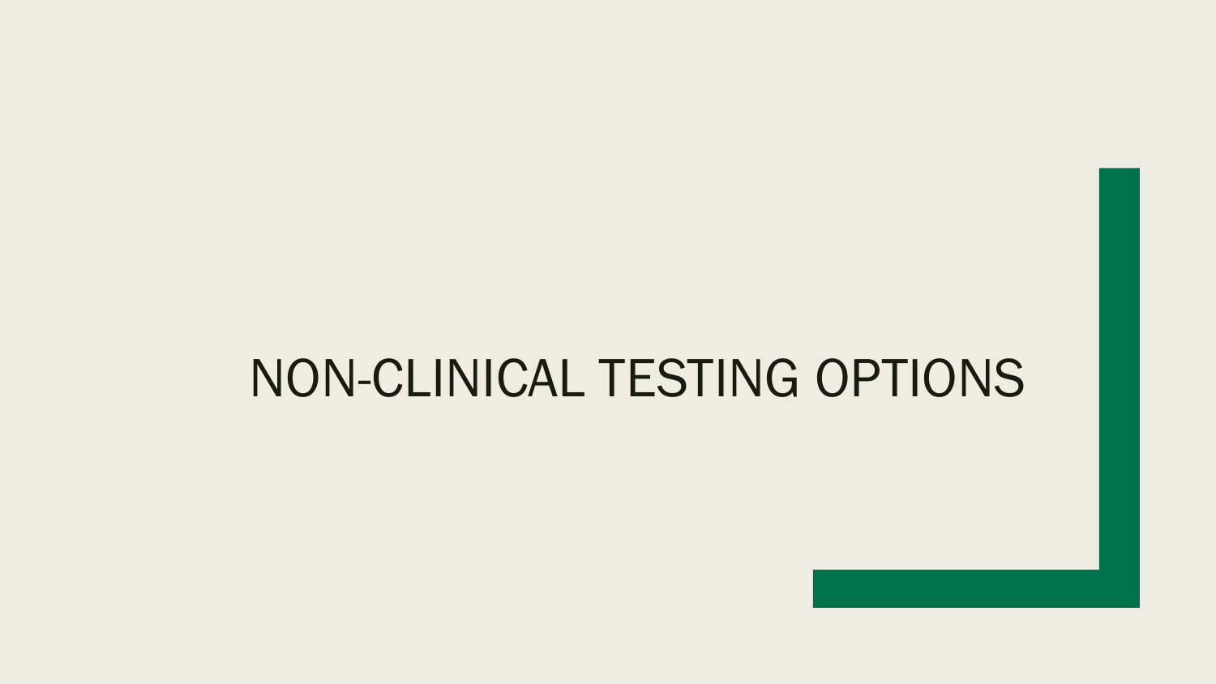# NON-CLINICAL TESTING OPTIONS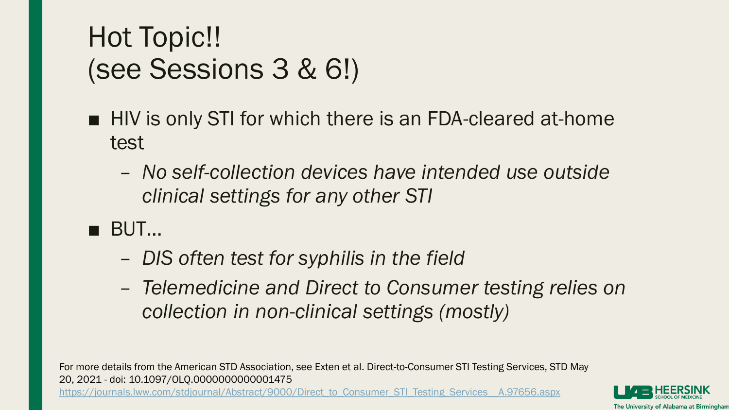# Hot Topic!!
# (see Sessions 3 & 6!)

- HIV is only STI for which there is an FDA-cleared at-home test
  - *No self-collection devices have intended use outside clinical settings for any other STI*
- BUT…
  - *DIS often test for syphilis in the field*
  - *Telemedicine and Direct to Consumer testing relies on collection in non-clinical settings (mostly)*

For more details from the American STD Association, see Exten et al. Direct-to-Consumer STI Testing Services, STD May 20, 2021 - doi: 10.1097/OLQ.0000000000001475
https://journals.lww.com/stdjournal/Abstract/9000/Direct_to_Consumer_STI_Testing_Services__A.97656.aspx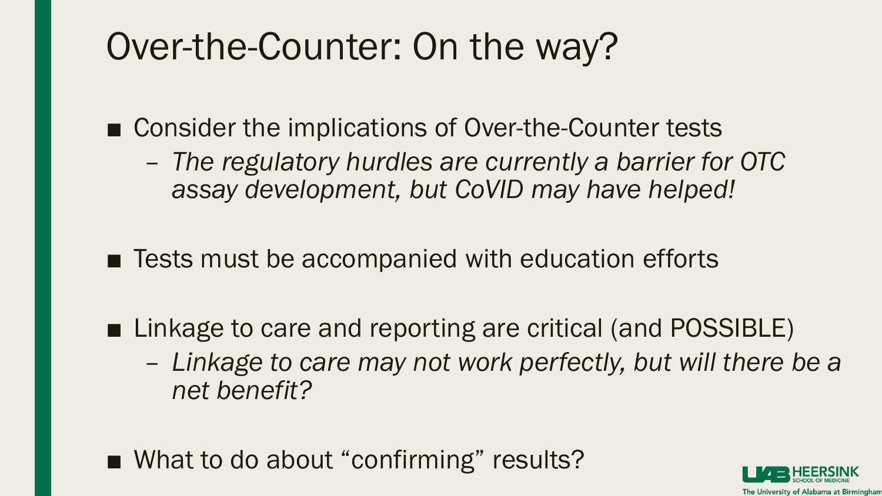# Over-the-Counter: On the way?

- Consider the implications of Over-the-Counter tests
  - *The regulatory hurdles are currently a barrier for OTC assay development, but CoVID may have helped!*
- Tests must be accompanied with education efforts
- Linkage to care and reporting are critical (and POSSIBLE)
  - *Linkage to care may not work perfectly, but will there be a net benefit?*
- What to do about "confirming" results?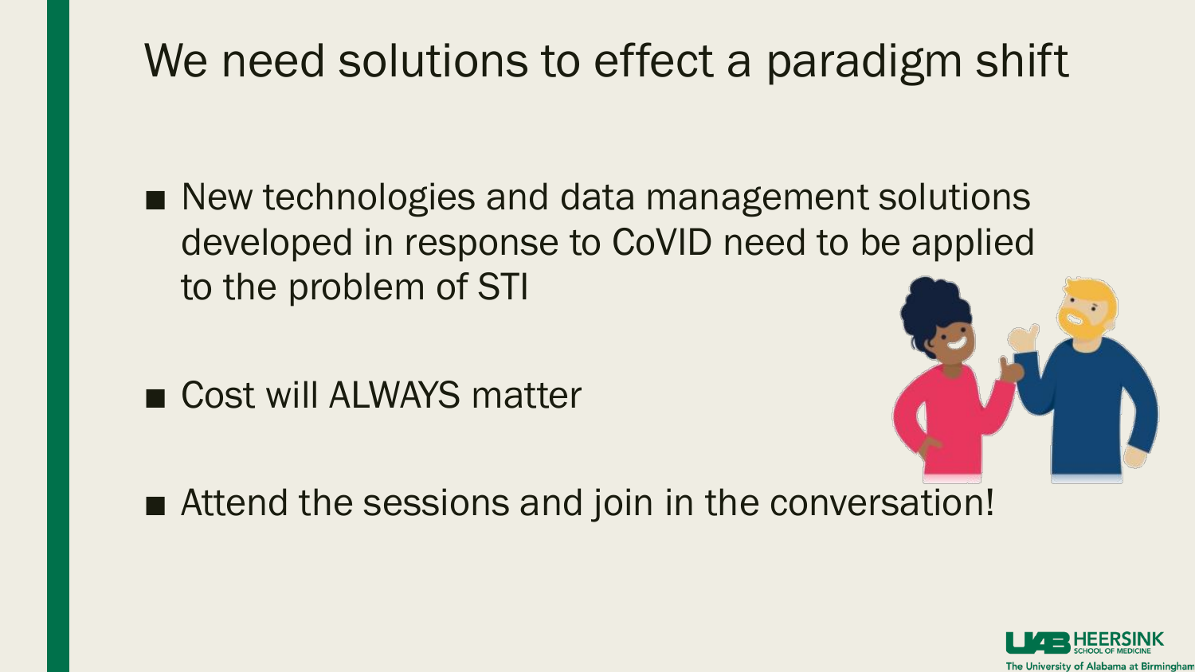# We need solutions to effect a paradigm shift

- New technologies and data management solutions developed in response to CoVID need to be applied to the problem of STI
- Cost will ALWAYS matter
- Attend the sessions and join in the conversation!